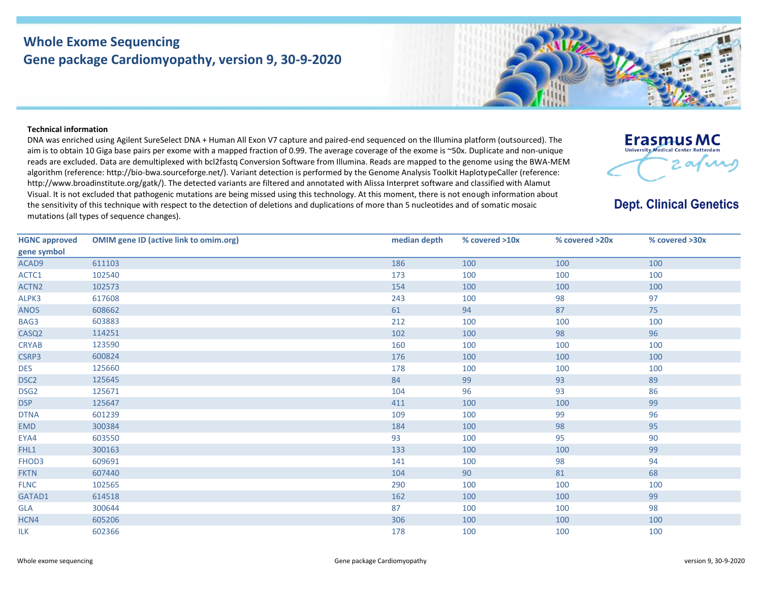# Whole Exome Sequencing

## Gene package Cardiomyopathy, version 9, 30-9-2020

Erasmus MC
University Medical Center Rotterdam

**Dept. Clinical Genetics**

**Technical information**

DNA was enriched using Agilent SureSelect DNA + Human All Exon V7 capture and paired-end sequenced on the Illumina platform (outsourced). The aim is to obtain 10 Giga base pairs per exome with a mapped fraction of 0.99. The average coverage of the exome is ~50x. Duplicate and non-unique reads are excluded. Data are demultiplexed with bcl2fastq Conversion Software from Illumina. Reads are mapped to the genome using the BWA-MEM algorithm (reference: http://bio-bwa.sourceforge.net/). Variant detection is performed by the Genome Analysis Toolkit HaplotypeCaller (reference: http://www.broadinstitute.org/gatk/). The detected variants are filtered and annotated with Alissa Interpret software and classified with Alamut Visual. It is not excluded that pathogenic mutations are being missed using this technology. At this moment, there is not enough information about the sensitivity of this technique with respect to the detection of deletions and duplications of more than 5 nucleotides and of somatic mosaic mutations (all types of sequence changes).

| HGNC approved gene symbol | OMIM gene ID (active link to omim.org) | median depth | % covered >10x | % covered >20x | % covered >30x |
|---|---|---|---|---|---|
| ACAD9 | 611103 | 186 | 100 | 100 | 100 |
| ACTC1 | 102540 | 173 | 100 | 100 | 100 |
| ACTN2 | 102573 | 154 | 100 | 100 | 100 |
| ALPK3 | 617608 | 243 | 100 | 98 | 97 |
| ANO5 | 608662 | 61 | 94 | 87 | 75 |
| BAG3 | 603883 | 212 | 100 | 100 | 100 |
| CASQ2 | 114251 | 102 | 100 | 98 | 96 |
| CRYAB | 123590 | 160 | 100 | 100 | 100 |
| CSRP3 | 600824 | 176 | 100 | 100 | 100 |
| DES | 125660 | 178 | 100 | 100 | 100 |
| DSC2 | 125645 | 84 | 99 | 93 | 89 |
| DSG2 | 125671 | 104 | 96 | 93 | 86 |
| DSP | 125647 | 411 | 100 | 100 | 99 |
| DTNA | 601239 | 109 | 100 | 99 | 96 |
| EMD | 300384 | 184 | 100 | 98 | 95 |
| EYA4 | 603550 | 93 | 100 | 95 | 90 |
| FHL1 | 300163 | 133 | 100 | 100 | 99 |
| FHOD3 | 609691 | 141 | 100 | 98 | 94 |
| FKTN | 607440 | 104 | 90 | 81 | 68 |
| FLNC | 102565 | 290 | 100 | 100 | 100 |
| GATAD1 | 614518 | 162 | 100 | 100 | 99 |
| GLA | 300644 | 87 | 100 | 100 | 98 |
| HCN4 | 605206 | 306 | 100 | 100 | 100 |
| ILK | 602366 | 178 | 100 | 100 | 100 |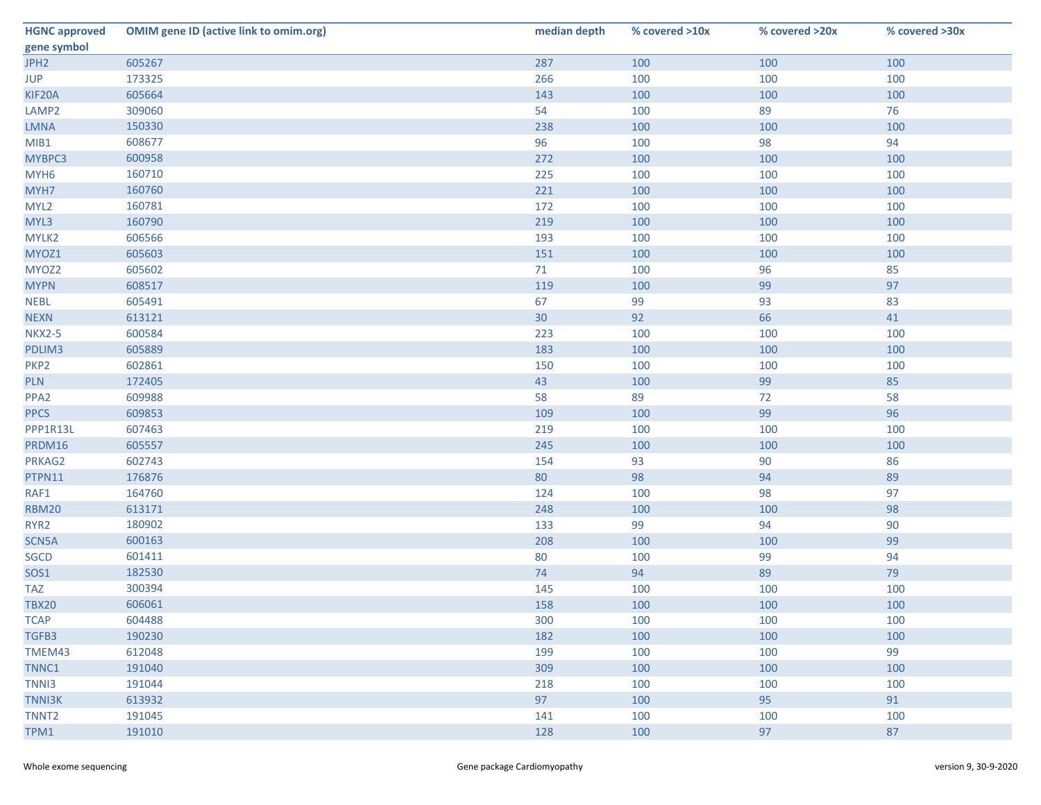| HGNC approved gene symbol | OMIM gene ID (active link to omim.org) | median depth | % covered >10x | % covered >20x | % covered >30x |
|---|---|---|---|---|---|
| JPH2 | 605267 | 287 | 100 | 100 | 100 |
| JUP | 173325 | 266 | 100 | 100 | 100 |
| KIF20A | 605664 | 143 | 100 | 100 | 100 |
| LAMP2 | 309060 | 54 | 100 | 89 | 76 |
| LMNA | 150330 | 238 | 100 | 100 | 100 |
| MIB1 | 608677 | 96 | 100 | 98 | 94 |
| MYBPC3 | 600958 | 272 | 100 | 100 | 100 |
| MYH6 | 160710 | 225 | 100 | 100 | 100 |
| MYH7 | 160760 | 221 | 100 | 100 | 100 |
| MYL2 | 160781 | 172 | 100 | 100 | 100 |
| MYL3 | 160790 | 219 | 100 | 100 | 100 |
| MYLK2 | 606566 | 193 | 100 | 100 | 100 |
| MYOZ1 | 605603 | 151 | 100 | 100 | 100 |
| MYOZ2 | 605602 | 71 | 100 | 96 | 85 |
| MYPN | 608517 | 119 | 100 | 99 | 97 |
| NEBL | 605491 | 67 | 99 | 93 | 83 |
| NEXN | 613121 | 30 | 92 | 66 | 41 |
| NKX2-5 | 600584 | 223 | 100 | 100 | 100 |
| PDLIM3 | 605889 | 183 | 100 | 100 | 100 |
| PKP2 | 602861 | 150 | 100 | 100 | 100 |
| PLN | 172405 | 43 | 100 | 99 | 85 |
| PPA2 | 609988 | 58 | 89 | 72 | 58 |
| PPCS | 609853 | 109 | 100 | 99 | 96 |
| PPP1R13L | 607463 | 219 | 100 | 100 | 100 |
| PRDM16 | 605557 | 245 | 100 | 100 | 100 |
| PRKAG2 | 602743 | 154 | 93 | 90 | 86 |
| PTPN11 | 176876 | 80 | 98 | 94 | 89 |
| RAF1 | 164760 | 124 | 100 | 98 | 97 |
| RBM20 | 613171 | 248 | 100 | 100 | 98 |
| RYR2 | 180902 | 133 | 99 | 94 | 90 |
| SCN5A | 600163 | 208 | 100 | 100 | 99 |
| SGCD | 601411 | 80 | 100 | 99 | 94 |
| SOS1 | 182530 | 74 | 94 | 89 | 79 |
| TAZ | 300394 | 145 | 100 | 100 | 100 |
| TBX20 | 606061 | 158 | 100 | 100 | 100 |
| TCAP | 604488 | 300 | 100 | 100 | 100 |
| TGFB3 | 190230 | 182 | 100 | 100 | 100 |
| TMEM43 | 612048 | 199 | 100 | 100 | 99 |
| TNNC1 | 191040 | 309 | 100 | 100 | 100 |
| TNNI3 | 191044 | 218 | 100 | 100 | 100 |
| TNNI3K | 613932 | 97 | 100 | 95 | 91 |
| TNNT2 | 191045 | 141 | 100 | 100 | 100 |
| TPM1 | 191010 | 128 | 100 | 97 | 87 |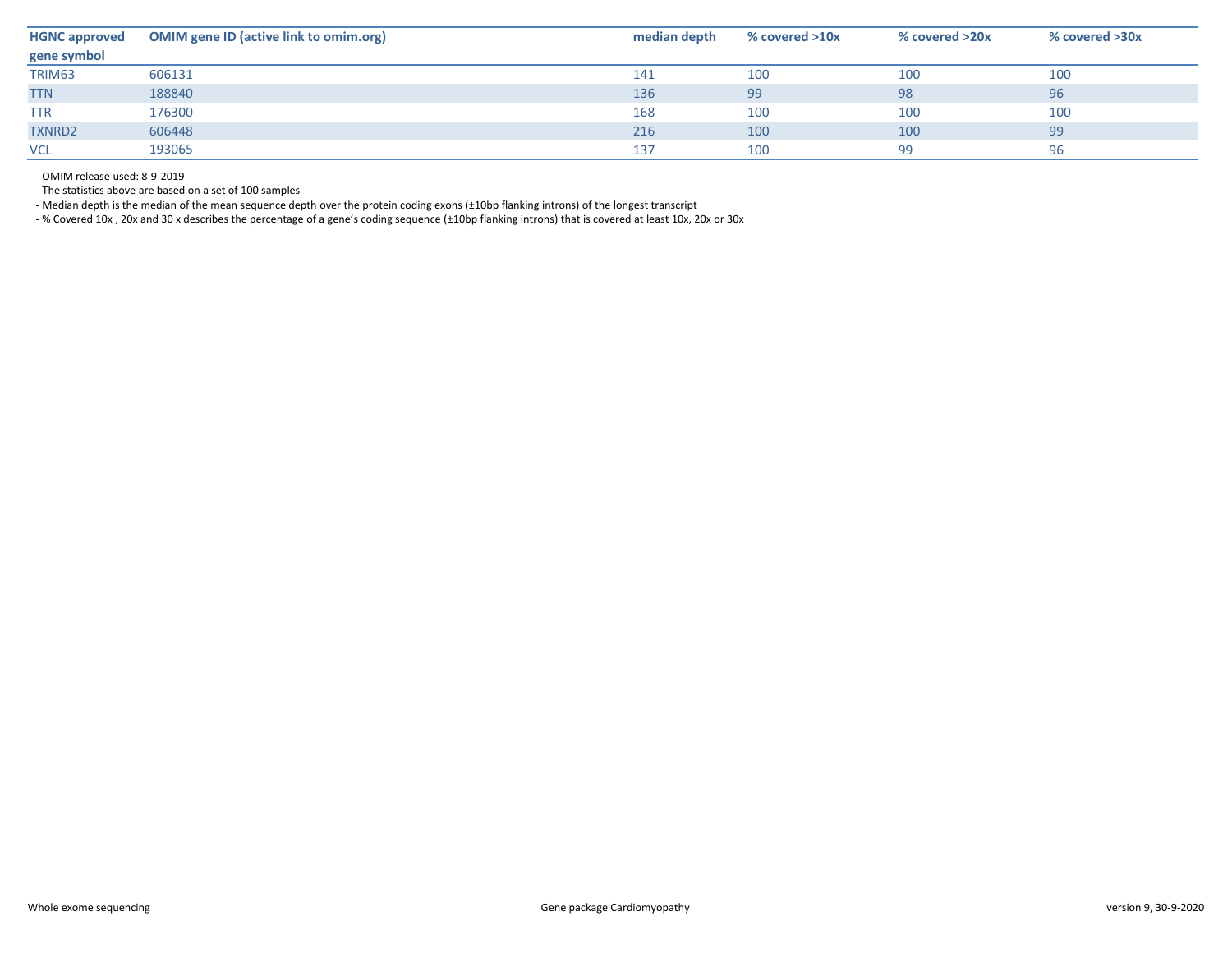| HGNC approved gene symbol | OMIM gene ID (active link to omim.org) | median depth | % covered >10x | % covered >20x | % covered >30x |
|---|---|---|---|---|---|
| TRIM63 | 606131 | 141 | 100 | 100 | 100 |
| TTN | 188840 | 136 | 99 | 98 | 96 |
| TTR | 176300 | 168 | 100 | 100 | 100 |
| TXNRD2 | 606448 | 216 | 100 | 100 | 99 |
| VCL | 193065 | 137 | 100 | 99 | 96 |

- OMIM release used: 8-9-2019
- The statistics above are based on a set of 100 samples
- Median depth is the median of the mean sequence depth over the protein coding exons (±10bp flanking introns) of the longest transcript
- % Covered 10x , 20x and 30 x describes the percentage of a gene's coding sequence (±10bp flanking introns) that is covered at least 10x, 20x or 30x